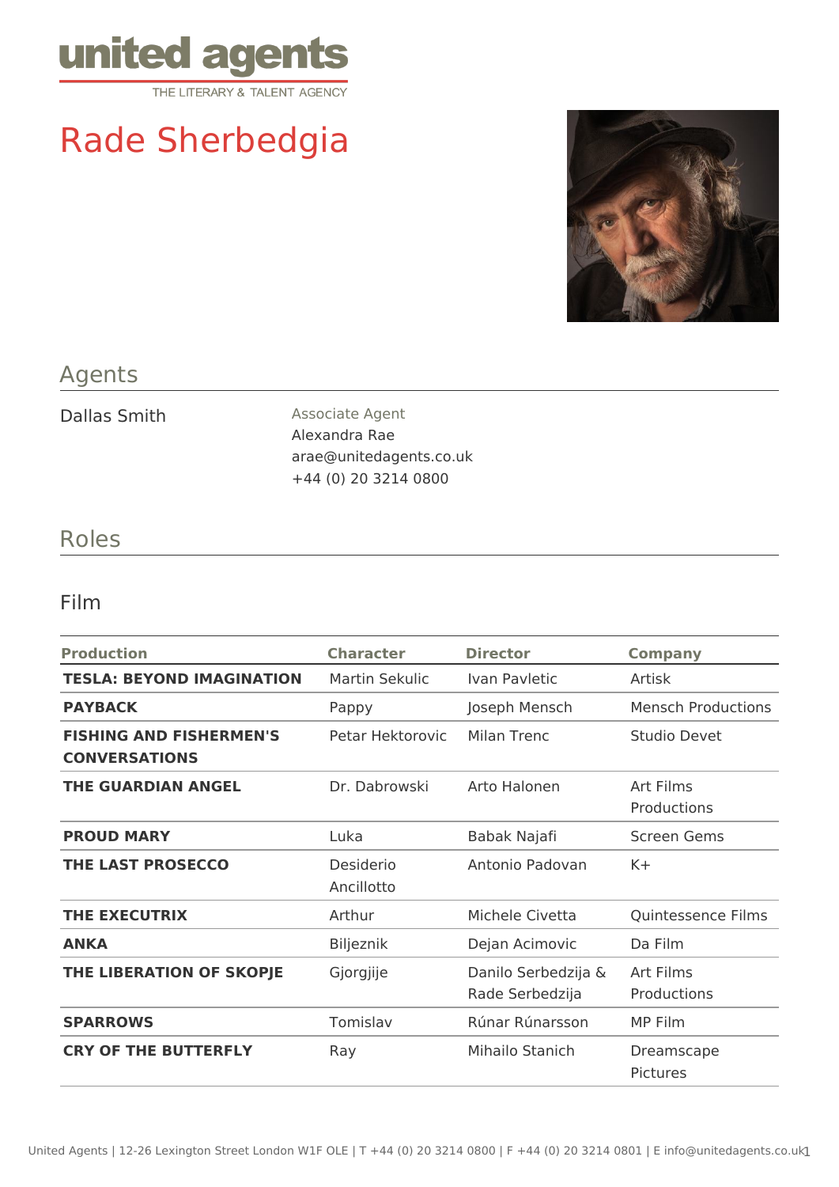united agents
THE LITERARY & TALENT AGENCY

# Rade Sherbedgia

## Agents

Dallas Smith

Associate Agent
Alexandra Rae
arae@unitedagents.co.uk
+44 (0) 20 3214 0800

## Roles

### Film

| Production | Character | Director | Company |
|---|---|---|---|
| **TESLA: BEYOND IMAGINATION** | Martin Sekulic | Ivan Pavletic | Artisk |
| **PAYBACK** | Pappy | Joseph Mensch | Mensch Productions |
| **FISHING AND FISHERMEN'S CONVERSATIONS** | Petar Hektorovic | Milan Trenc | Studio Devet |
| **THE GUARDIAN ANGEL** | Dr. Dabrowski | Arto Halonen | Art Films Productions |
| **PROUD MARY** | Luka | Babak Najafi | Screen Gems |
| **THE LAST PROSECCO** | Desiderio Ancillotto | Antonio Padovan | K+ |
| **THE EXECUTRIX** | Arthur | Michele Civetta | Quintessence Films |
| **ANKA** | Biljeznik | Dejan Acimovic | Da Film |
| **THE LIBERATION OF SKOPJE** | Gjorgjije | Danilo Serbedzija & Rade Serbedzija | Art Films Productions |
| **SPARROWS** | Tomislav | Rúnar Rúnarsson | MP Film |
| **CRY OF THE BUTTERFLY** | Ray | Mihailo Stanich | Dreamscape Pictures |

United Agents | 12-26 Lexington Street London W1F OLE | T +44 (0) 20 3214 0800 | F +44 (0) 20 3214 0801 | E info@unitedagents.co.uk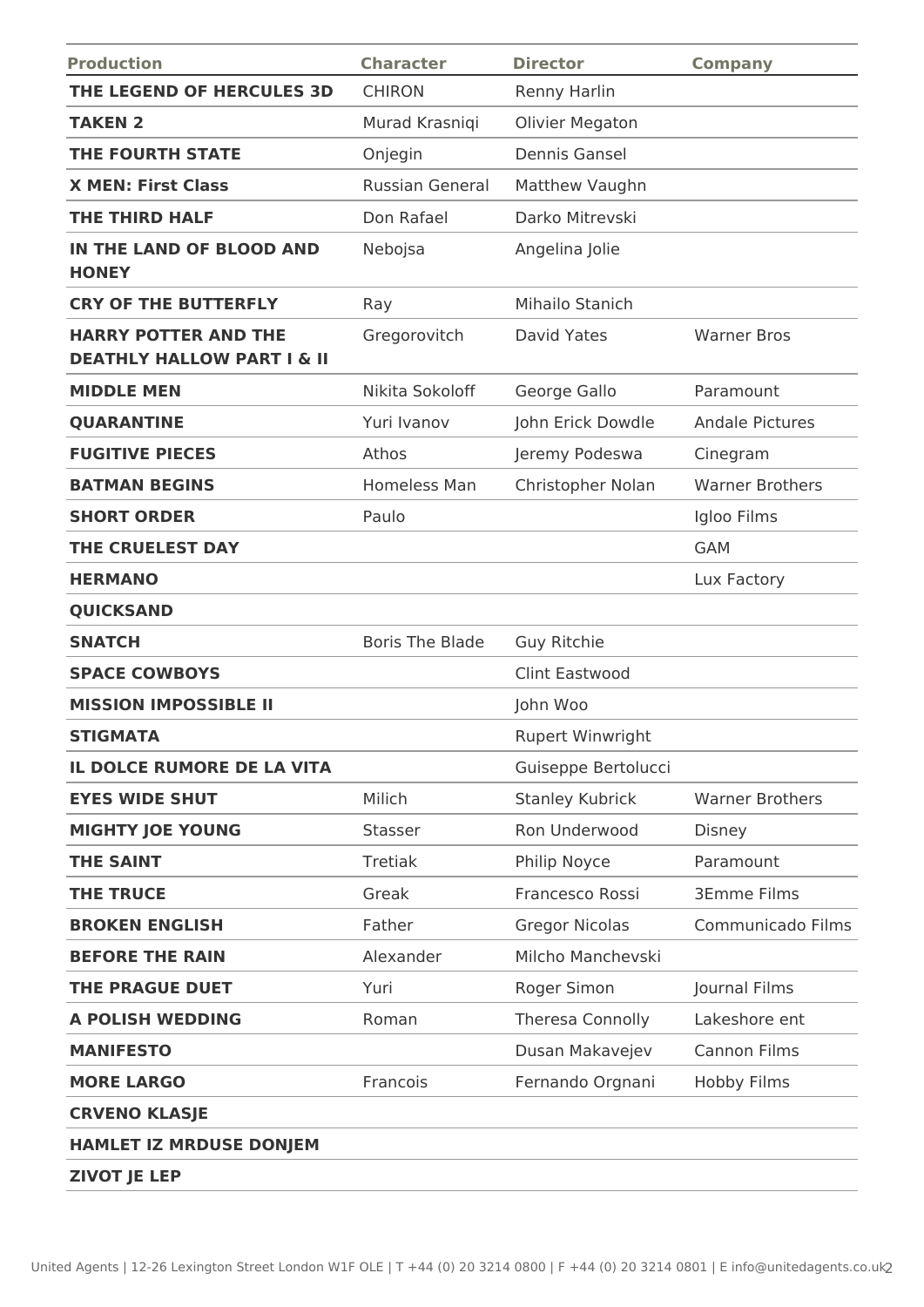| Production | Character | Director | Company |
|---|---|---|---|
| **THE LEGEND OF HERCULES 3D** | CHIRON | Renny Harlin | |
| **TAKEN 2** | Murad Krasniqi | Olivier Megaton | |
| **THE FOURTH STATE** | Onjegin | Dennis Gansel | |
| **X MEN: First Class** | Russian General | Matthew Vaughn | |
| **THE THIRD HALF** | Don Rafael | Darko Mitrevski | |
| **IN THE LAND OF BLOOD AND HONEY** | Nebojsa | Angelina Jolie | |
| **CRY OF THE BUTTERFLY** | Ray | Mihailo Stanich | |
| **HARRY POTTER AND THE DEATHLY HALLOW PART I & II** | Gregorovitch | David Yates | Warner Bros |
| **MIDDLE MEN** | Nikita Sokoloff | George Gallo | Paramount |
| **QUARANTINE** | Yuri Ivanov | John Erick Dowdle | Andale Pictures |
| **FUGITIVE PIECES** | Athos | Jeremy Podeswa | Cinegram |
| **BATMAN BEGINS** | Homeless Man | Christopher Nolan | Warner Brothers |
| **SHORT ORDER** | Paulo | | Igloo Films |
| **THE CRUELEST DAY** | | | GAM |
| **HERMANO** | | | Lux Factory |
| **QUICKSAND** | | | |
| **SNATCH** | Boris The Blade | Guy Ritchie | |
| **SPACE COWBOYS** | | Clint Eastwood | |
| **MISSION IMPOSSIBLE II** | | John Woo | |
| **STIGMATA** | | Rupert Winwright | |
| **IL DOLCE RUMORE DE LA VITA** | | Guiseppe Bertolucci | |
| **EYES WIDE SHUT** | Milich | Stanley Kubrick | Warner Brothers |
| **MIGHTY JOE YOUNG** | Stasser | Ron Underwood | Disney |
| **THE SAINT** | Tretiak | Philip Noyce | Paramount |
| **THE TRUCE** | Greak | Francesco Rossi | 3Emme Films |
| **BROKEN ENGLISH** | Father | Gregor Nicolas | Communicado Films |
| **BEFORE THE RAIN** | Alexander | Milcho Manchevski | |
| **THE PRAGUE DUET** | Yuri | Roger Simon | Journal Films |
| **A POLISH WEDDING** | Roman | Theresa Connolly | Lakeshore ent |
| **MANIFESTO** | | Dusan Makavejev | Cannon Films |
| **MORE LARGO** | Francois | Fernando Orgnani | Hobby Films |
| **CRVENO KLASJE** | | | |
| **HAMLET IZ MRDUSE DONJEM** | | | |
| **ZIVOT JE LEP** | | | |

United Agents | 12-26 Lexington Street London W1F OLE | T +44 (0) 20 3214 0800 | F +44 (0) 20 3214 0801 | E info@unitedagents.co.uk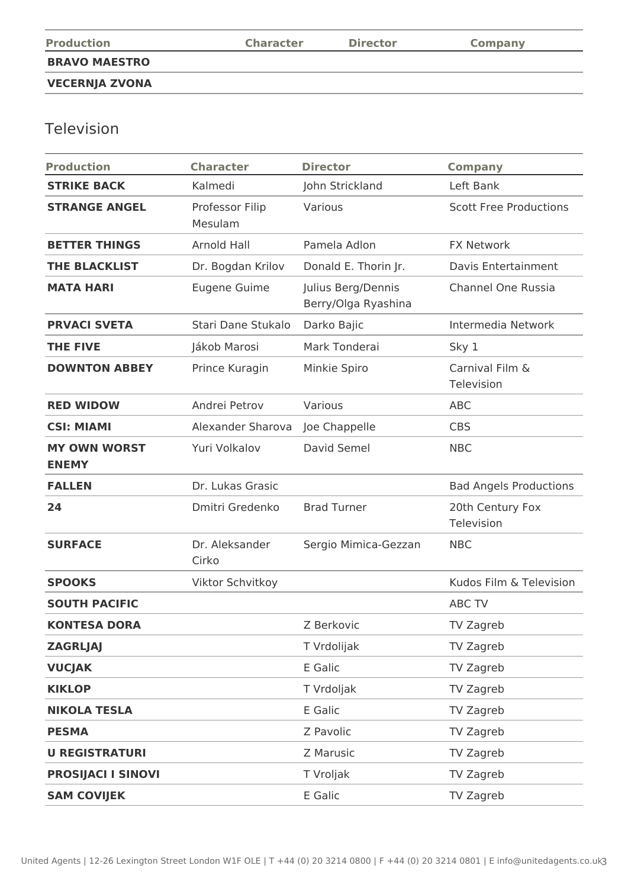| Production | Character | Director | Company |
|---|---|---|---|
| **BRAVO MAESTRO** | | | |
| **VECERNJA ZVONA** | | | |

## Television

| Production | Character | Director | Company |
|---|---|---|---|
| **STRIKE BACK** | Kalmedi | John Strickland | Left Bank |
| **STRANGE ANGEL** | Professor Filip Mesulam | Various | Scott Free Productions |
| **BETTER THINGS** | Arnold Hall | Pamela Adlon | FX Network |
| **THE BLACKLIST** | Dr. Bogdan Krilov | Donald E. Thorin Jr. | Davis Entertainment |
| **MATA HARI** | Eugene Guime | Julius Berg/Dennis Berry/Olga Ryashina | Channel One Russia |
| **PRVACI SVETA** | Stari Dane Stukalo | Darko Bajic | Intermedia Network |
| **THE FIVE** | Jákob Marosi | Mark Tonderai | Sky 1 |
| **DOWNTON ABBEY** | Prince Kuragin | Minkie Spiro | Carnival Film & Television |
| **RED WIDOW** | Andrei Petrov | Various | ABC |
| **CSI: MIAMI** | Alexander Sharova | Joe Chappelle | CBS |
| **MY OWN WORST ENEMY** | Yuri Volkalov | David Semel | NBC |
| **FALLEN** | Dr. Lukas Grasic | | Bad Angels Productions |
| **24** | Dmitri Gredenko | Brad Turner | 20th Century Fox Television |
| **SURFACE** | Dr. Aleksander Cirko | Sergio Mimica-Gezzan | NBC |
| **SPOOKS** | Viktor Schvitkoy | | Kudos Film & Television |
| **SOUTH PACIFIC** | | | ABC TV |
| **KONTESA DORA** | | Z Berkovic | TV Zagreb |
| **ZAGRLJAJ** | | T Vrdolijak | TV Zagreb |
| **VUCJAK** | | E Galic | TV Zagreb |
| **KIKLOP** | | T Vrdoljak | TV Zagreb |
| **NIKOLA TESLA** | | E Galic | TV Zagreb |
| **PESMA** | | Z Pavolic | TV Zagreb |
| **U REGISTRATURI** | | Z Marusic | TV Zagreb |
| **PROSIJACI I SINOVI** | | T Vroljak | TV Zagreb |
| **SAM COVIJEK** | | E Galic | TV Zagreb |

United Agents | 12-26 Lexington Street London W1F OLE | T +44 (0) 20 3214 0800 | F +44 (0) 20 3214 0801 | E info@unitedagents.co.uk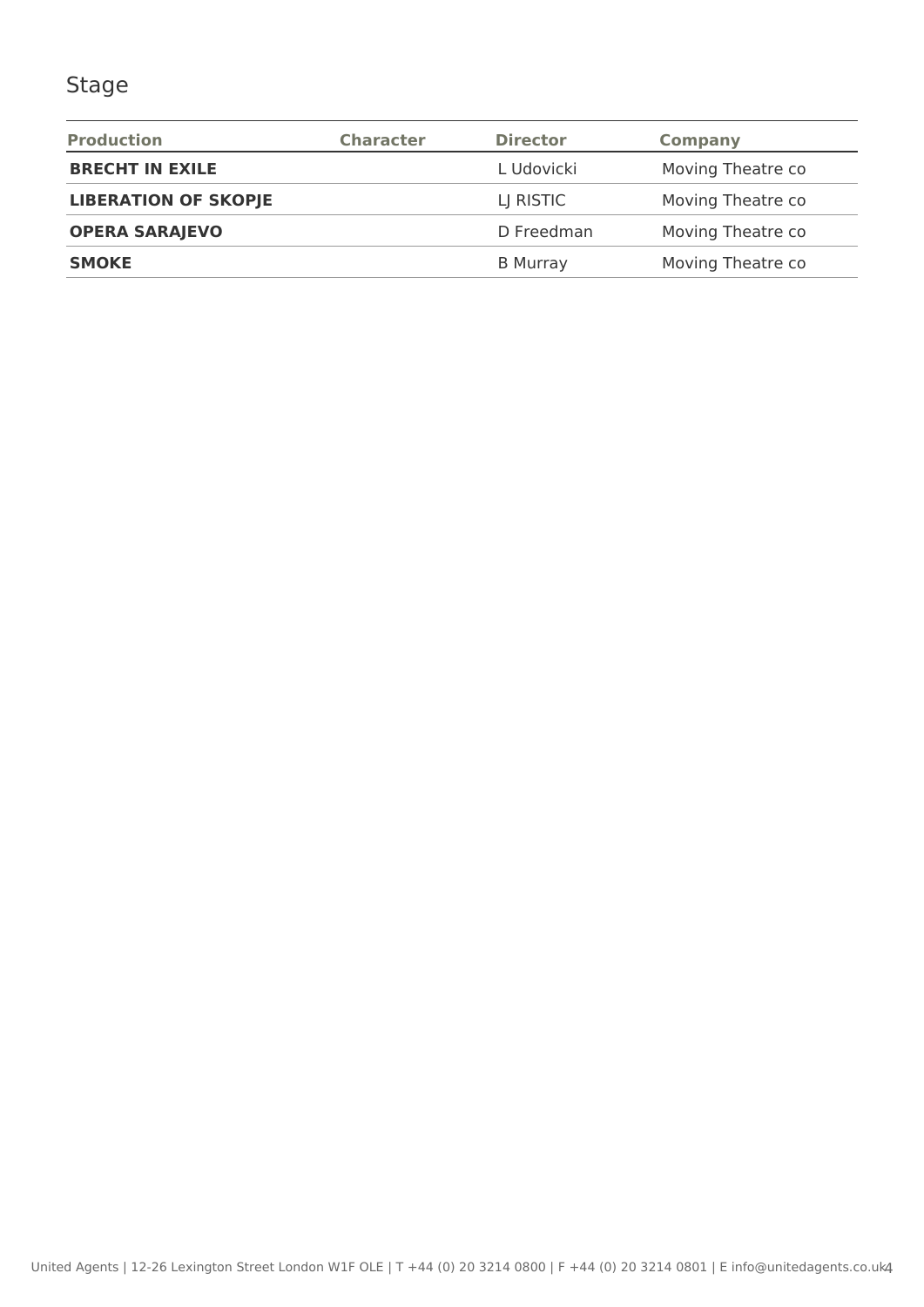## Stage

| Production | Character | Director | Company |
| --- | --- | --- | --- |
| **BRECHT IN EXILE** | | L Udovicki | Moving Theatre co |
| **LIBERATION OF SKOPJE** | | LJ RISTIC | Moving Theatre co |
| **OPERA SARAJEVO** | | D Freedman | Moving Theatre co |
| **SMOKE** | | B Murray | Moving Theatre co |